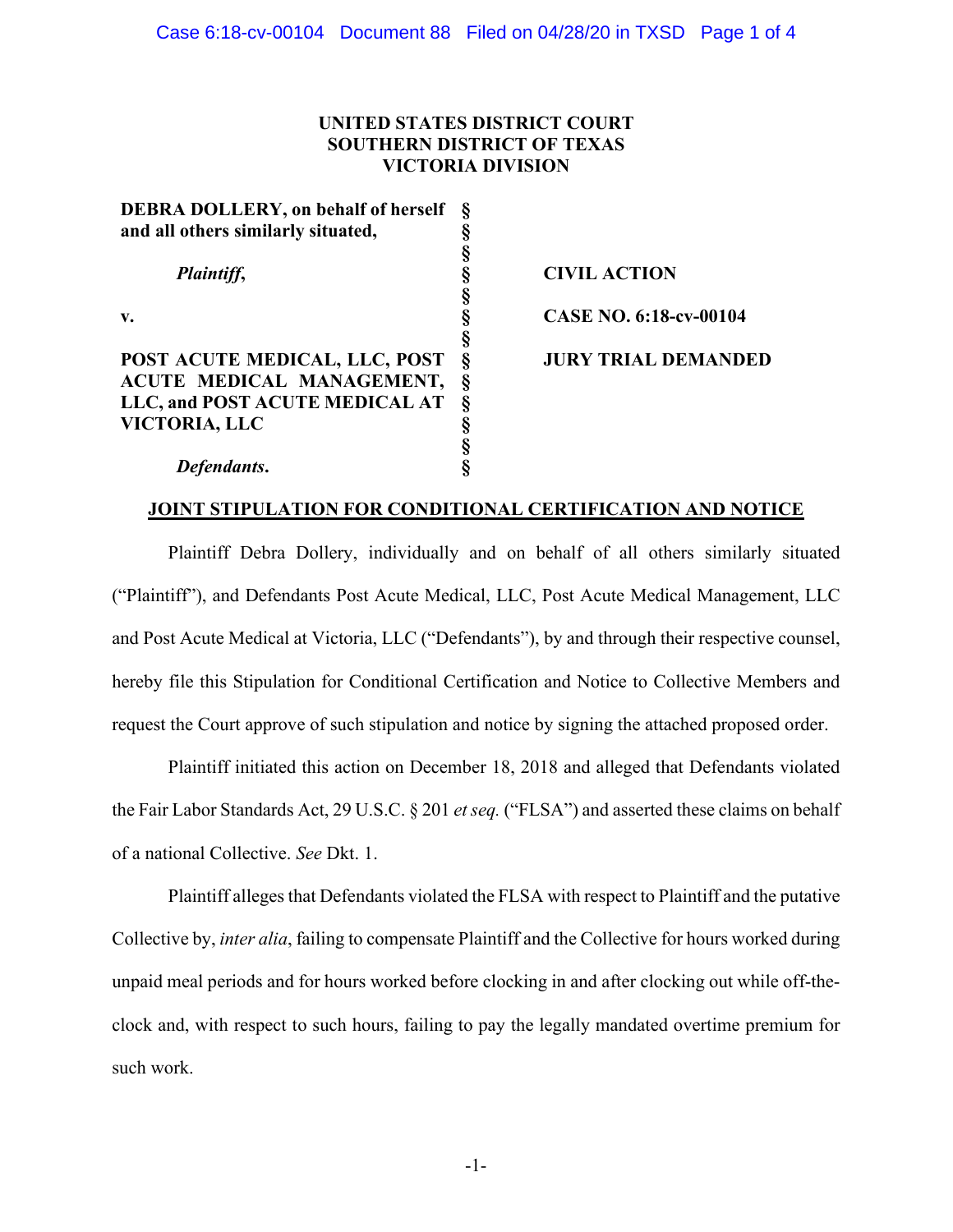**UNITED STATES DISTRICT COURT**
**SOUTHERN DISTRICT OF TEXAS**
**VICTORIA DIVISION**

| | | |
|---|---|---|
| **DEBRA DOLLERY, on behalf of herself and all others similarly situated,** | § | |
| ***Plaintiff*****,** | § | **CIVIL ACTION** |
| **v.** | § | **CASE NO. 6:18-cv-00104** |
| **POST ACUTE MEDICAL, LLC, POST ACUTE MEDICAL MANAGEMENT, LLC, and POST ACUTE MEDICAL AT VICTORIA, LLC** | § | **JURY TRIAL DEMANDED** |
| ***Defendants*****.** | § | |

**JOINT STIPULATION FOR CONDITIONAL CERTIFICATION AND NOTICE**

Plaintiff Debra Dollery, individually and on behalf of all others similarly situated ("Plaintiff"), and Defendants Post Acute Medical, LLC, Post Acute Medical Management, LLC and Post Acute Medical at Victoria, LLC ("Defendants"), by and through their respective counsel, hereby file this Stipulation for Conditional Certification and Notice to Collective Members and request the Court approve of such stipulation and notice by signing the attached proposed order.

Plaintiff initiated this action on December 18, 2018 and alleged that Defendants violated the Fair Labor Standards Act, 29 U.S.C. § 201 *et seq.* ("FLSA") and asserted these claims on behalf of a national Collective. *See* Dkt. 1.

Plaintiff alleges that Defendants violated the FLSA with respect to Plaintiff and the putative Collective by, *inter alia*, failing to compensate Plaintiff and the Collective for hours worked during unpaid meal periods and for hours worked before clocking in and after clocking out while off-the-clock and, with respect to such hours, failing to pay the legally mandated overtime premium for such work.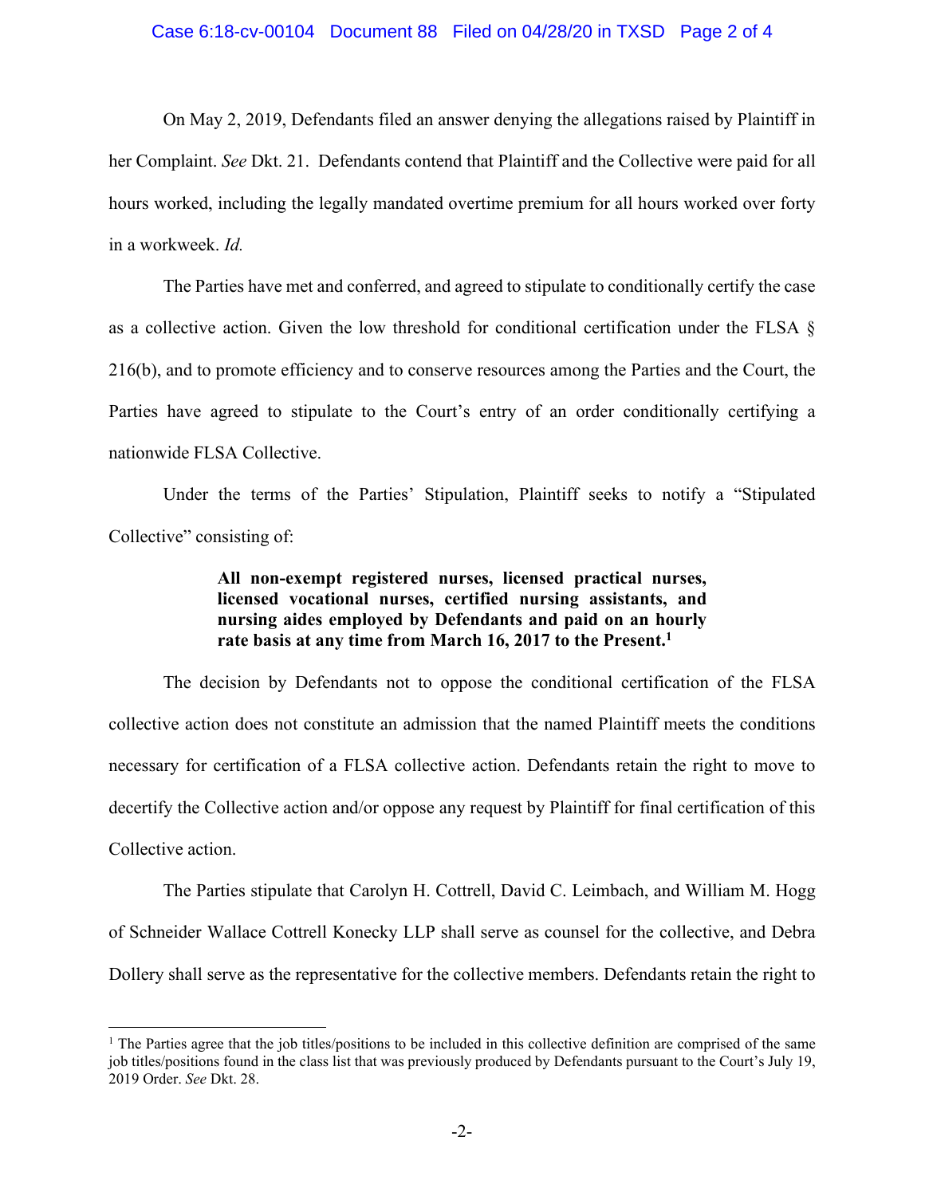On May 2, 2019, Defendants filed an answer denying the allegations raised by Plaintiff in her Complaint. *See* Dkt. 21. Defendants contend that Plaintiff and the Collective were paid for all hours worked, including the legally mandated overtime premium for all hours worked over forty in a workweek. *Id.*

The Parties have met and conferred, and agreed to stipulate to conditionally certify the case as a collective action. Given the low threshold for conditional certification under the FLSA § 216(b), and to promote efficiency and to conserve resources among the Parties and the Court, the Parties have agreed to stipulate to the Court's entry of an order conditionally certifying a nationwide FLSA Collective.

Under the terms of the Parties' Stipulation, Plaintiff seeks to notify a "Stipulated Collective" consisting of:

> **All non-exempt registered nurses, licensed practical nurses, licensed vocational nurses, certified nursing assistants, and nursing aides employed by Defendants and paid on an hourly rate basis at any time from March 16, 2017 to the Present.**[1]

The decision by Defendants not to oppose the conditional certification of the FLSA collective action does not constitute an admission that the named Plaintiff meets the conditions necessary for certification of a FLSA collective action. Defendants retain the right to move to decertify the Collective action and/or oppose any request by Plaintiff for final certification of this Collective action.

The Parties stipulate that Carolyn H. Cottrell, David C. Leimbach, and William M. Hogg of Schneider Wallace Cottrell Konecky LLP shall serve as counsel for the collective, and Debra Dollery shall serve as the representative for the collective members. Defendants retain the right to

---

[1] The Parties agree that the job titles/positions to be included in this collective definition are comprised of the same job titles/positions found in the class list that was previously produced by Defendants pursuant to the Court's July 19, 2019 Order. *See* Dkt. 28.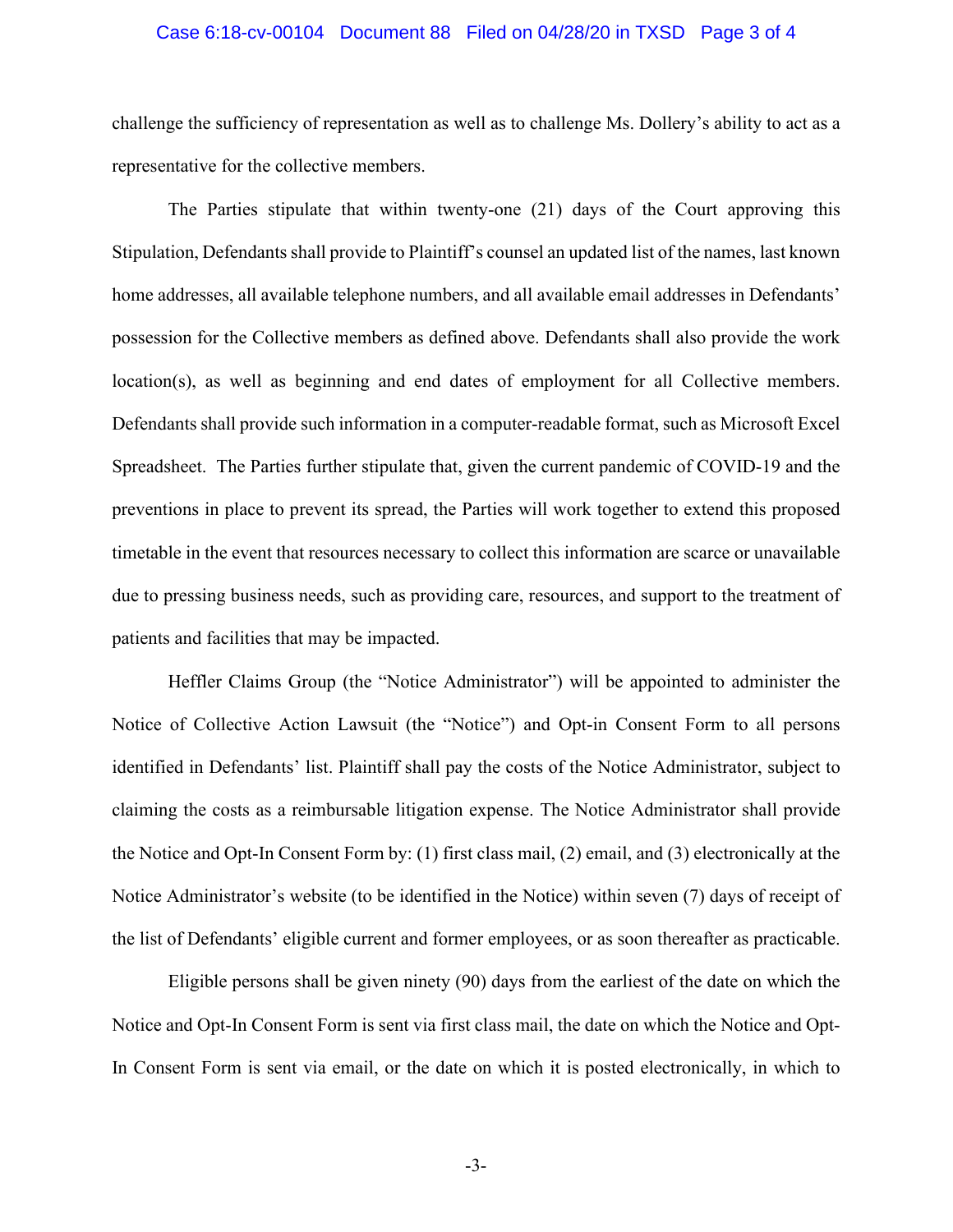challenge the sufficiency of representation as well as to challenge Ms. Dollery's ability to act as a representative for the collective members.

The Parties stipulate that within twenty-one (21) days of the Court approving this Stipulation, Defendants shall provide to Plaintiff's counsel an updated list of the names, last known home addresses, all available telephone numbers, and all available email addresses in Defendants' possession for the Collective members as defined above. Defendants shall also provide the work location(s), as well as beginning and end dates of employment for all Collective members. Defendants shall provide such information in a computer-readable format, such as Microsoft Excel Spreadsheet. The Parties further stipulate that, given the current pandemic of COVID-19 and the preventions in place to prevent its spread, the Parties will work together to extend this proposed timetable in the event that resources necessary to collect this information are scarce or unavailable due to pressing business needs, such as providing care, resources, and support to the treatment of patients and facilities that may be impacted.

Heffler Claims Group (the "Notice Administrator") will be appointed to administer the Notice of Collective Action Lawsuit (the "Notice") and Opt-in Consent Form to all persons identified in Defendants' list. Plaintiff shall pay the costs of the Notice Administrator, subject to claiming the costs as a reimbursable litigation expense. The Notice Administrator shall provide the Notice and Opt-In Consent Form by: (1) first class mail, (2) email, and (3) electronically at the Notice Administrator's website (to be identified in the Notice) within seven (7) days of receipt of the list of Defendants' eligible current and former employees, or as soon thereafter as practicable.

Eligible persons shall be given ninety (90) days from the earliest of the date on which the Notice and Opt-In Consent Form is sent via first class mail, the date on which the Notice and Opt-In Consent Form is sent via email, or the date on which it is posted electronically, in which to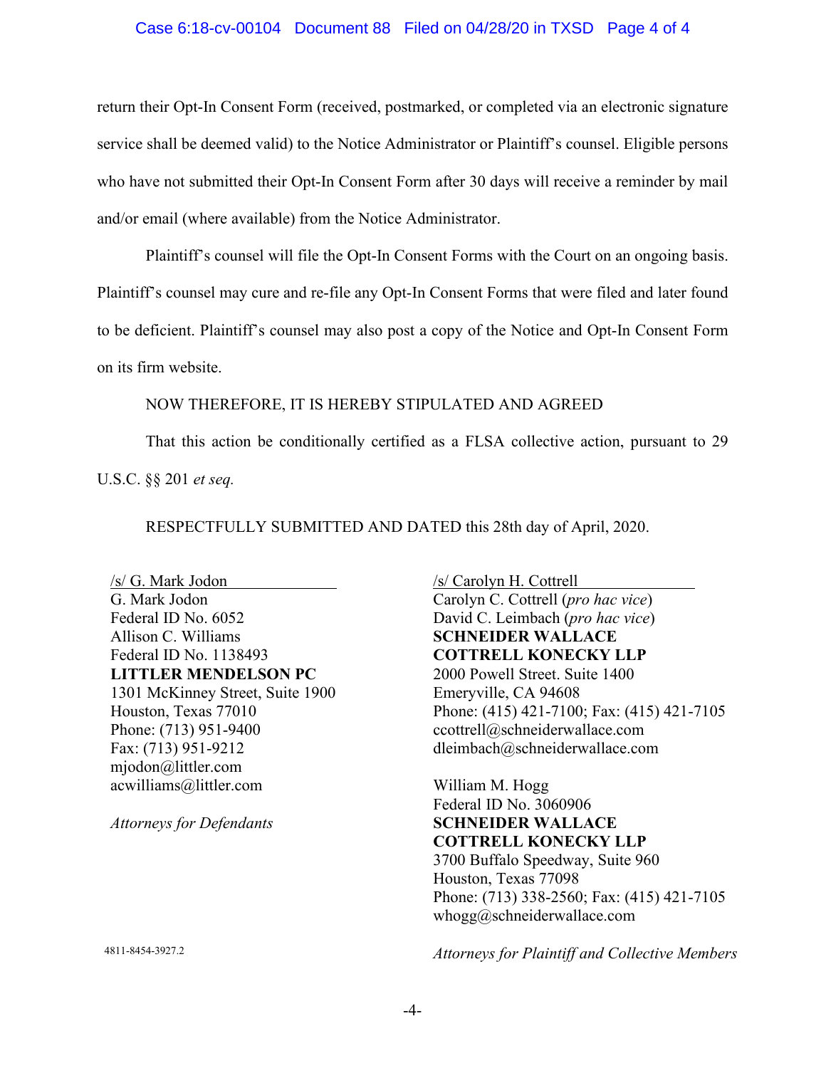return their Opt-In Consent Form (received, postmarked, or completed via an electronic signature service shall be deemed valid) to the Notice Administrator or Plaintiff's counsel. Eligible persons who have not submitted their Opt-In Consent Form after 30 days will receive a reminder by mail and/or email (where available) from the Notice Administrator.

Plaintiff's counsel will file the Opt-In Consent Forms with the Court on an ongoing basis. Plaintiff's counsel may cure and re-file any Opt-In Consent Forms that were filed and later found to be deficient. Plaintiff's counsel may also post a copy of the Notice and Opt-In Consent Form on its firm website.

NOW THEREFORE, IT IS HEREBY STIPULATED AND AGREED

That this action be conditionally certified as a FLSA collective action, pursuant to 29 U.S.C. §§ 201 *et seq.*

RESPECTFULLY SUBMITTED AND DATED this 28th day of April, 2020.

/s/ G. Mark Jodon
G. Mark Jodon
Federal ID No. 6052
Allison C. Williams
Federal ID No. 1138493
**LITTLER MENDELSON PC**
1301 McKinney Street, Suite 1900
Houston, Texas 77010
Phone: (713) 951-9400
Fax: (713) 951-9212
mjodon@littler.com
acwilliams@littler.com

*Attorneys for Defendants*

/s/ Carolyn H. Cottrell
Carolyn C. Cottrell (*pro hac vice*)
David C. Leimbach (*pro hac vice*)
**SCHNEIDER WALLACE COTTRELL KONECKY LLP**
2000 Powell Street. Suite 1400
Emeryville, CA 94608
Phone: (415) 421-7100; Fax: (415) 421-7105
ccottrell@schneiderwallace.com
dleimbach@schneiderwallace.com

William M. Hogg
Federal ID No. 3060906
**SCHNEIDER WALLACE COTTRELL KONECKY LLP**
3700 Buffalo Speedway, Suite 960
Houston, Texas 77098
Phone: (713) 338-2560; Fax: (415) 421-7105
whogg@schneiderwallace.com

*Attorneys for Plaintiff and Collective Members*

4811-8454-3927.2